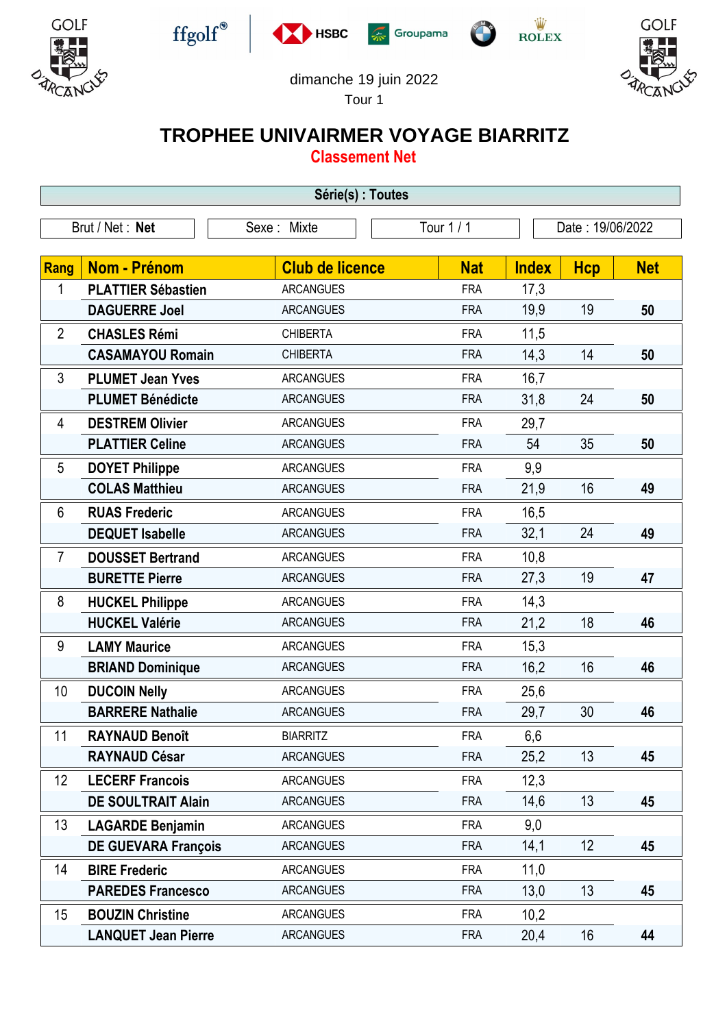dimanche 19 juin 2022

Tour 1

# TROPHEE UNIVAIRMER VOYAGE BIARRITZ

## Classement Net

**Série(s) : Toutes**

| Brut / Net : **Net** | Sexe : Mixte | Tour 1 / 1 | Date : 19/06/2022 |
|---|---|---|---|

| Rang | Nom - Prénom | Club de licence | Nat | Index | Hcp | Net |
|---|---|---|---|---|---|---|
| 1 | **PLATTIER Sébastien** | ARCANGUES | FRA | 17,3 | | |
| | **DAGUERRE Joel** | ARCANGUES | FRA | 19,9 | 19 | **50** |
| 2 | **CHASLES Rémi** | CHIBERTA | FRA | 11,5 | | |
| | **CASAMAYOU Romain** | CHIBERTA | FRA | 14,3 | 14 | **50** |
| 3 | **PLUMET Jean Yves** | ARCANGUES | FRA | 16,7 | | |
| | **PLUMET Bénédicte** | ARCANGUES | FRA | 31,8 | 24 | **50** |
| 4 | **DESTREM Olivier** | ARCANGUES | FRA | 29,7 | | |
| | **PLATTIER Celine** | ARCANGUES | FRA | 54 | 35 | **50** |
| 5 | **DOYET Philippe** | ARCANGUES | FRA | 9,9 | | |
| | **COLAS Matthieu** | ARCANGUES | FRA | 21,9 | 16 | **49** |
| 6 | **RUAS Frederic** | ARCANGUES | FRA | 16,5 | | |
| | **DEQUET Isabelle** | ARCANGUES | FRA | 32,1 | 24 | **49** |
| 7 | **DOUSSET Bertrand** | ARCANGUES | FRA | 10,8 | | |
| | **BURETTE Pierre** | ARCANGUES | FRA | 27,3 | 19 | **47** |
| 8 | **HUCKEL Philippe** | ARCANGUES | FRA | 14,3 | | |
| | **HUCKEL Valérie** | ARCANGUES | FRA | 21,2 | 18 | **46** |
| 9 | **LAMY Maurice** | ARCANGUES | FRA | 15,3 | | |
| | **BRIAND Dominique** | ARCANGUES | FRA | 16,2 | 16 | **46** |
| 10 | **DUCOIN Nelly** | ARCANGUES | FRA | 25,6 | | |
| | **BARRERE Nathalie** | ARCANGUES | FRA | 29,7 | 30 | **46** |
| 11 | **RAYNAUD Benoît** | BIARRITZ | FRA | 6,6 | | |
| | **RAYNAUD César** | ARCANGUES | FRA | 25,2 | 13 | **45** |
| 12 | **LECERF Francois** | ARCANGUES | FRA | 12,3 | | |
| | **DE SOULTRAIT Alain** | ARCANGUES | FRA | 14,6 | 13 | **45** |
| 13 | **LAGARDE Benjamin** | ARCANGUES | FRA | 9,0 | | |
| | **DE GUEVARA François** | ARCANGUES | FRA | 14,1 | 12 | **45** |
| 14 | **BIRE Frederic** | ARCANGUES | FRA | 11,0 | | |
| | **PAREDES Francesco** | ARCANGUES | FRA | 13,0 | 13 | **45** |
| 15 | **BOUZIN Christine** | ARCANGUES | FRA | 10,2 | | |
| | **LANQUET Jean Pierre** | ARCANGUES | FRA | 20,4 | 16 | **44** |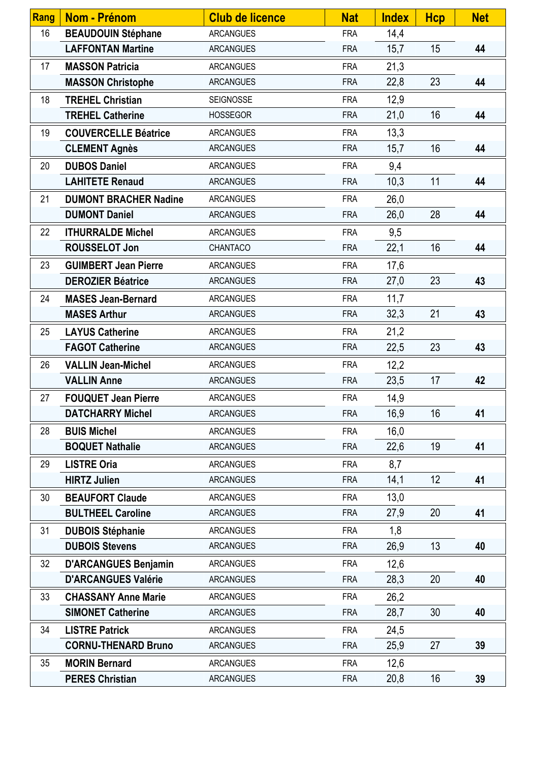| Rang | Nom - Prénom | Club de licence | Nat | Index | Hcp | Net |
|---|---|---|---|---|---|---|
| 16 | **BEAUDOUIN Stéphane** | ARCANGUES | FRA | 14,4 | | |
| | **LAFFONTAN Martine** | ARCANGUES | FRA | 15,7 | 15 | **44** |
| 17 | **MASSON Patricia** | ARCANGUES | FRA | 21,3 | | |
| | **MASSON Christophe** | ARCANGUES | FRA | 22,8 | 23 | **44** |
| 18 | **TREHEL Christian** | SEIGNOSSE | FRA | 12,9 | | |
| | **TREHEL Catherine** | HOSSEGOR | FRA | 21,0 | 16 | **44** |
| 19 | **COUVERCELLE Béatrice** | ARCANGUES | FRA | 13,3 | | |
| | **CLEMENT Agnès** | ARCANGUES | FRA | 15,7 | 16 | **44** |
| 20 | **DUBOS Daniel** | ARCANGUES | FRA | 9,4 | | |
| | **LAHITETE Renaud** | ARCANGUES | FRA | 10,3 | 11 | **44** |
| 21 | **DUMONT BRACHER Nadine** | ARCANGUES | FRA | 26,0 | | |
| | **DUMONT Daniel** | ARCANGUES | FRA | 26,0 | 28 | **44** |
| 22 | **ITHURRALDE Michel** | ARCANGUES | FRA | 9,5 | | |
| | **ROUSSELOT Jon** | CHANTACO | FRA | 22,1 | 16 | **44** |
| 23 | **GUIMBERT Jean Pierre** | ARCANGUES | FRA | 17,6 | | |
| | **DEROZIER Béatrice** | ARCANGUES | FRA | 27,0 | 23 | **43** |
| 24 | **MASES Jean-Bernard** | ARCANGUES | FRA | 11,7 | | |
| | **MASES Arthur** | ARCANGUES | FRA | 32,3 | 21 | **43** |
| 25 | **LAYUS Catherine** | ARCANGUES | FRA | 21,2 | | |
| | **FAGOT Catherine** | ARCANGUES | FRA | 22,5 | 23 | **43** |
| 26 | **VALLIN Jean-Michel** | ARCANGUES | FRA | 12,2 | | |
| | **VALLIN Anne** | ARCANGUES | FRA | 23,5 | 17 | **42** |
| 27 | **FOUQUET Jean Pierre** | ARCANGUES | FRA | 14,9 | | |
| | **DATCHARRY Michel** | ARCANGUES | FRA | 16,9 | 16 | **41** |
| 28 | **BUIS Michel** | ARCANGUES | FRA | 16,0 | | |
| | **BOQUET Nathalie** | ARCANGUES | FRA | 22,6 | 19 | **41** |
| 29 | **LISTRE Oria** | ARCANGUES | FRA | 8,7 | | |
| | **HIRTZ Julien** | ARCANGUES | FRA | 14,1 | 12 | **41** |
| 30 | **BEAUFORT Claude** | ARCANGUES | FRA | 13,0 | | |
| | **BULTHEEL Caroline** | ARCANGUES | FRA | 27,9 | 20 | **41** |
| 31 | **DUBOIS Stéphanie** | ARCANGUES | FRA | 1,8 | | |
| | **DUBOIS Stevens** | ARCANGUES | FRA | 26,9 | 13 | **40** |
| 32 | **D'ARCANGUES Benjamin** | ARCANGUES | FRA | 12,6 | | |
| | **D'ARCANGUES Valérie** | ARCANGUES | FRA | 28,3 | 20 | **40** |
| 33 | **CHASSANY Anne Marie** | ARCANGUES | FRA | 26,2 | | |
| | **SIMONET Catherine** | ARCANGUES | FRA | 28,7 | 30 | **40** |
| 34 | **LISTRE Patrick** | ARCANGUES | FRA | 24,5 | | |
| | **CORNU-THENARD Bruno** | ARCANGUES | FRA | 25,9 | 27 | **39** |
| 35 | **MORIN Bernard** | ARCANGUES | FRA | 12,6 | | |
| | **PERES Christian** | ARCANGUES | FRA | 20,8 | 16 | **39** |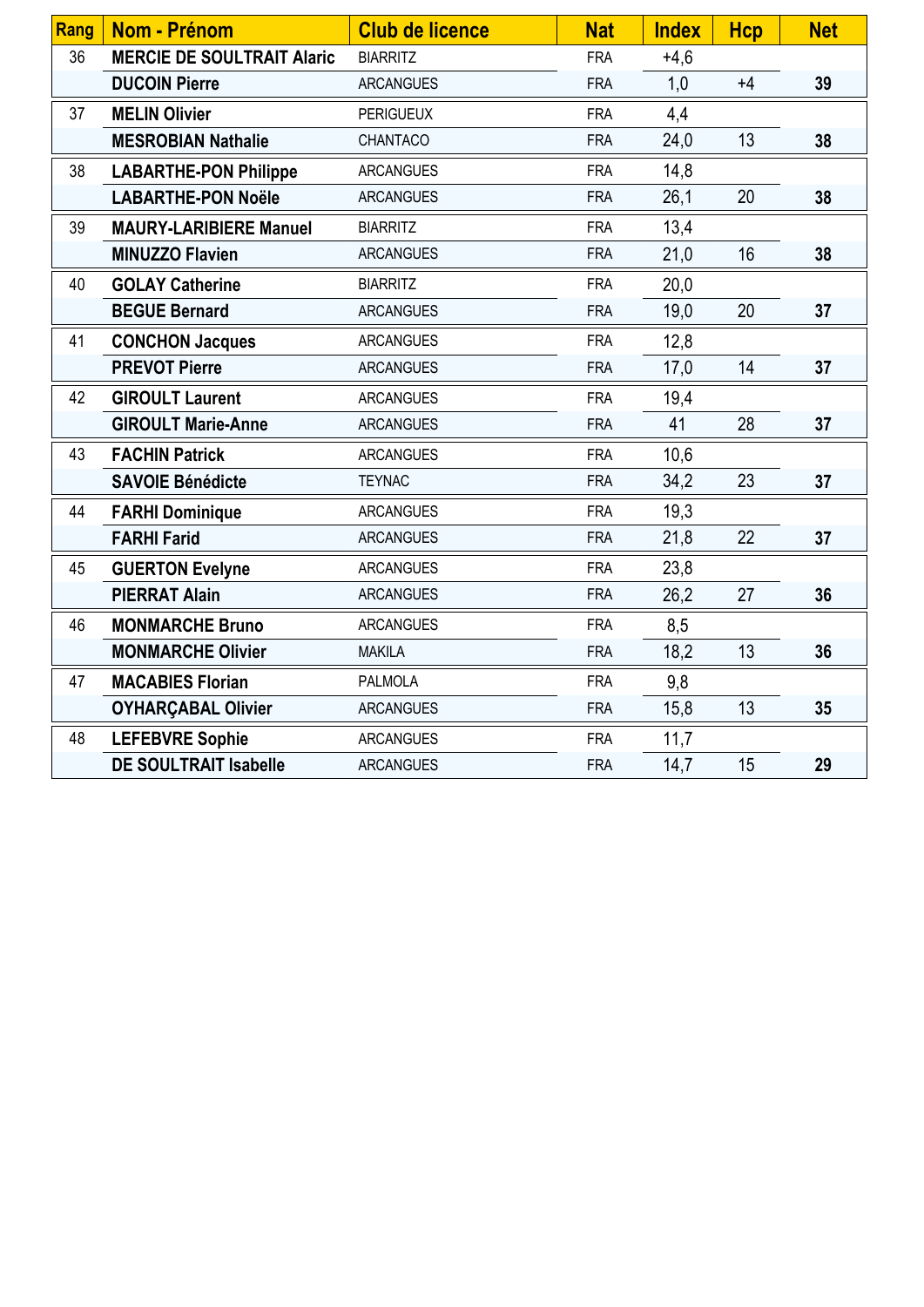| Rang | Nom - Prénom | Club de licence | Nat | Index | Hcp | Net |
|---|---|---|---|---|---|---|
| 36 | **MERCIE DE SOULTRAIT Alaric** | BIARRITZ | FRA | +4,6 | | |
| | **DUCOIN Pierre** | ARCANGUES | FRA | 1,0 | +4 | **39** |
| 37 | **MELIN Olivier** | PERIGUEUX | FRA | 4,4 | | |
| | **MESROBIAN Nathalie** | CHANTACO | FRA | 24,0 | 13 | **38** |
| 38 | **LABARTHE-PON Philippe** | ARCANGUES | FRA | 14,8 | | |
| | **LABARTHE-PON Noële** | ARCANGUES | FRA | 26,1 | 20 | **38** |
| 39 | **MAURY-LARIBIERE Manuel** | BIARRITZ | FRA | 13,4 | | |
| | **MINUZZO Flavien** | ARCANGUES | FRA | 21,0 | 16 | **38** |
| 40 | **GOLAY Catherine** | BIARRITZ | FRA | 20,0 | | |
| | **BEGUE Bernard** | ARCANGUES | FRA | 19,0 | 20 | **37** |
| 41 | **CONCHON Jacques** | ARCANGUES | FRA | 12,8 | | |
| | **PREVOT Pierre** | ARCANGUES | FRA | 17,0 | 14 | **37** |
| 42 | **GIROULT Laurent** | ARCANGUES | FRA | 19,4 | | |
| | **GIROULT Marie-Anne** | ARCANGUES | FRA | 41 | 28 | **37** |
| 43 | **FACHIN Patrick** | ARCANGUES | FRA | 10,6 | | |
| | **SAVOIE Bénédicte** | TEYNAC | FRA | 34,2 | 23 | **37** |
| 44 | **FARHI Dominique** | ARCANGUES | FRA | 19,3 | | |
| | **FARHI Farid** | ARCANGUES | FRA | 21,8 | 22 | **37** |
| 45 | **GUERTON Evelyne** | ARCANGUES | FRA | 23,8 | | |
| | **PIERRAT Alain** | ARCANGUES | FRA | 26,2 | 27 | **36** |
| 46 | **MONMARCHE Bruno** | ARCANGUES | FRA | 8,5 | | |
| | **MONMARCHE Olivier** | MAKILA | FRA | 18,2 | 13 | **36** |
| 47 | **MACABIES Florian** | PALMOLA | FRA | 9,8 | | |
| | **OYHARÇABAL Olivier** | ARCANGUES | FRA | 15,8 | 13 | **35** |
| 48 | **LEFEBVRE Sophie** | ARCANGUES | FRA | 11,7 | | |
| | **DE SOULTRAIT Isabelle** | ARCANGUES | FRA | 14,7 | 15 | **29** |